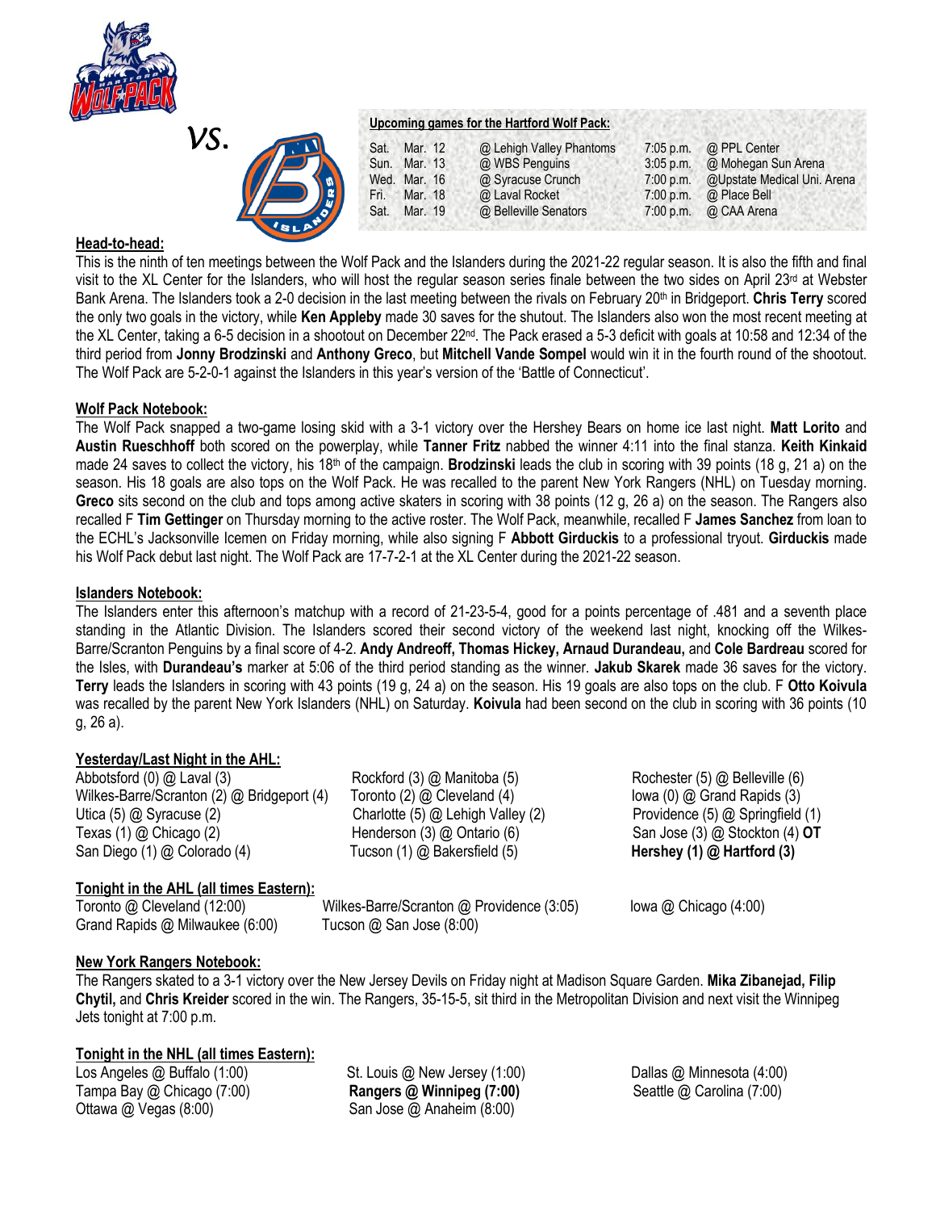*vs.*

**Upcoming games for the Hartford Wolf Pack:**

| | | | | |
|---|---|---|---|---|
| Sat. | Mar. 12 | @ Lehigh Valley Phantoms | 7:05 p.m. | @ PPL Center |
| Sun. | Mar. 13 | @ WBS Penguins | 3:05 p.m. | @ Mohegan Sun Arena |
| Wed. | Mar. 16 | @ Syracuse Crunch | 7:00 p.m. | @Upstate Medical Uni. Arena |
| Fri. | Mar. 18 | @ Laval Rocket | 7:00 p.m. | @ Place Bell |
| Sat. | Mar. 19 | @ Belleville Senators | 7:00 p.m. | @ CAA Arena |

## Head-to-head:

This is the ninth of ten meetings between the Wolf Pack and the Islanders during the 2021-22 regular season. It is also the fifth and final visit to the XL Center for the Islanders, who will host the regular season series finale between the two sides on April 23rd at Webster Bank Arena. The Islanders took a 2-0 decision in the last meeting between the rivals on February 20th in Bridgeport. **Chris Terry** scored the only two goals in the victory, while **Ken Appleby** made 30 saves for the shutout. The Islanders also won the most recent meeting at the XL Center, taking a 6-5 decision in a shootout on December 22nd. The Pack erased a 5-3 deficit with goals at 10:58 and 12:34 of the third period from **Jonny Brodzinski** and **Anthony Greco**, but **Mitchell Vande Sompel** would win it in the fourth round of the shootout. The Wolf Pack are 5-2-0-1 against the Islanders in this year's version of the 'Battle of Connecticut'.

## Wolf Pack Notebook:

The Wolf Pack snapped a two-game losing skid with a 3-1 victory over the Hershey Bears on home ice last night. **Matt Lorito** and **Austin Rueschhoff** both scored on the powerplay, while **Tanner Fritz** nabbed the winner 4:11 into the final stanza. **Keith Kinkaid** made 24 saves to collect the victory, his 18th of the campaign. **Brodzinski** leads the club in scoring with 39 points (18 g, 21 a) on the season. His 18 goals are also tops on the Wolf Pack. He was recalled to the parent New York Rangers (NHL) on Tuesday morning. **Greco** sits second on the club and tops among active skaters in scoring with 38 points (12 g, 26 a) on the season. The Rangers also recalled F **Tim Gettinger** on Thursday morning to the active roster. The Wolf Pack, meanwhile, recalled F **James Sanchez** from loan to the ECHL's Jacksonville Icemen on Friday morning, while also signing F **Abbott Girduckis** to a professional tryout. **Girduckis** made his Wolf Pack debut last night. The Wolf Pack are 17-7-2-1 at the XL Center during the 2021-22 season.

## Islanders Notebook:

The Islanders enter this afternoon's matchup with a record of 21-23-5-4, good for a points percentage of .481 and a seventh place standing in the Atlantic Division. The Islanders scored their second victory of the weekend last night, knocking off the Wilkes-Barre/Scranton Penguins by a final score of 4-2. **Andy Andreoff, Thomas Hickey, Arnaud Durandeau,** and **Cole Bardreau** scored for the Isles, with **Durandeau's** marker at 5:06 of the third period standing as the winner. **Jakub Skarek** made 36 saves for the victory. **Terry** leads the Islanders in scoring with 43 points (19 g, 24 a) on the season. His 19 goals are also tops on the club. F **Otto Koivula** was recalled by the parent New York Islanders (NHL) on Saturday. **Koivula** had been second on the club in scoring with 36 points (10 g, 26 a).

## Yesterday/Last Night in the AHL:

Abbotsford (0) @ Laval (3)
Rockford (3) @ Manitoba (5)
Rochester (5) @ Belleville (6)
Wilkes-Barre/Scranton (2) @ Bridgeport (4)
Toronto (2) @ Cleveland (4)
Iowa (0) @ Grand Rapids (3)
Utica (5) @ Syracuse (2)
Charlotte (5) @ Lehigh Valley (2)
Providence (5) @ Springfield (1)
Texas (1) @ Chicago (2)
Henderson (3) @ Ontario (6)
San Jose (3) @ Stockton (4) **OT**
San Diego (1) @ Colorado (4)
Tucson (1) @ Bakersfield (5)
**Hershey (1) @ Hartford (3)**

## Tonight in the AHL (all times Eastern):

Toronto @ Cleveland (12:00)
Wilkes-Barre/Scranton @ Providence (3:05)
Iowa @ Chicago (4:00)
Grand Rapids @ Milwaukee (6:00)
Tucson @ San Jose (8:00)

## New York Rangers Notebook:

The Rangers skated to a 3-1 victory over the New Jersey Devils on Friday night at Madison Square Garden. **Mika Zibanejad, Filip Chytil,** and **Chris Kreider** scored in the win. The Rangers, 35-15-5, sit third in the Metropolitan Division and next visit the Winnipeg Jets tonight at 7:00 p.m.

## Tonight in the NHL (all times Eastern):

Los Angeles @ Buffalo (1:00)
St. Louis @ New Jersey (1:00)
Dallas @ Minnesota (4:00)
Tampa Bay @ Chicago (7:00)
**Rangers @ Winnipeg (7:00)**
Seattle @ Carolina (7:00)
Ottawa @ Vegas (8:00)
San Jose @ Anaheim (8:00)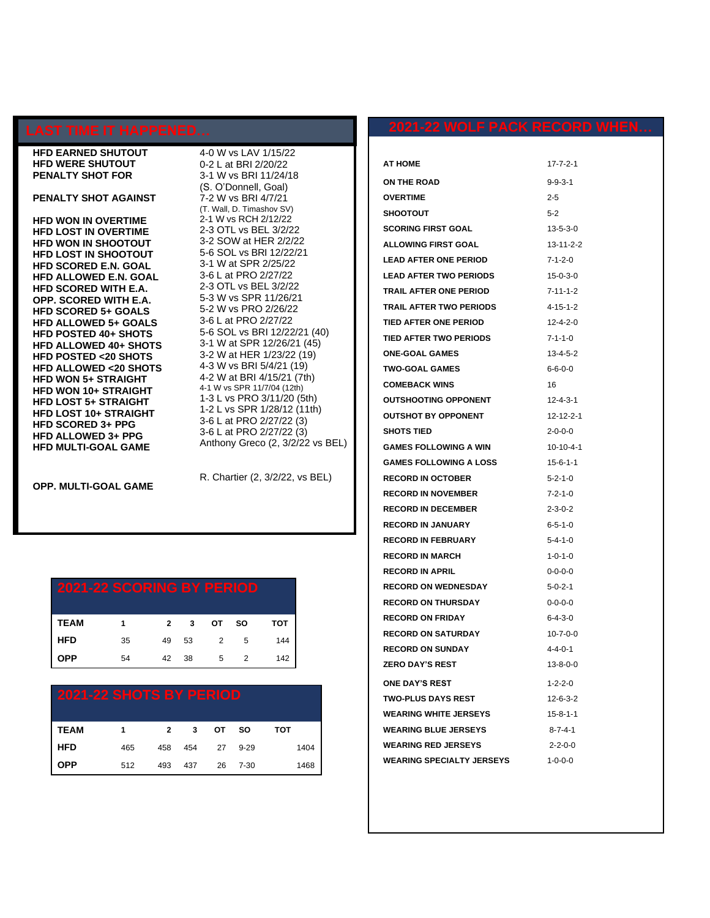## LAST TIME IT HAPPENED…

| | |
|---|---|
| **HFD EARNED SHUTOUT** | 4-0 W vs LAV 1/15/22 |
| **HFD WERE SHUTOUT** | 0-2 L at BRI 2/20/22 |
| **PENALTY SHOT FOR** | 3-1 W vs BRI 11/24/18 (S. O'Donnell, Goal) |
| **PENALTY SHOT AGAINST** | 7-2 W vs BRI 4/7/21 (T. Wall, D. Timashov SV) |
| **HFD WON IN OVERTIME** | 2-1 W vs RCH 2/12/22 |
| **HFD LOST IN OVERTIME** | 2-3 OTL vs BEL 3/2/22 |
| **HFD WON IN SHOOTOUT** | 3-2 SOW at HER 2/2/22 |
| **HFD LOST IN SHOOTOUT** | 5-6 SOL vs BRI 12/22/21 |
| **HFD SCORED E.N. GOAL** | 3-1 W at SPR 2/25/22 |
| **HFD ALLOWED E.N. GOAL** | 3-6 L at PRO 2/27/22 |
| **HFD SCORED WITH E.A.** | 2-3 OTL vs BEL 3/2/22 |
| **OPP. SCORED WITH E.A.** | 5-3 W vs SPR 11/26/21 |
| **HFD SCORED 5+ GOALS** | 5-2 W vs PRO 2/26/22 |
| **HFD ALLOWED 5+ GOALS** | 3-6 L at PRO 2/27/22 |
| **HFD POSTED 40+ SHOTS** | 5-6 SOL vs BRI 12/22/21 (40) |
| **HFD ALLOWED 40+ SHOTS** | 3-1 W at SPR 12/26/21 (45) |
| **HFD POSTED <20 SHOTS** | 3-2 W at HER 1/23/22 (19) |
| **HFD ALLOWED <20 SHOTS** | 4-3 W vs BRI 5/4/21 (19) |
| **HFD WON 5+ STRAIGHT** | 4-2 W at BRI 4/15/21 (7th) |
| **HFD WON 10+ STRAIGHT** | 4-1 W vs SPR 11/7/04 (12th) |
| **HFD LOST 5+ STRAIGHT** | 1-3 L vs PRO 3/11/20 (5th) |
| **HFD LOST 10+ STRAIGHT** | 1-2 L vs SPR 1/28/12 (11th) |
| **HFD SCORED 3+ PPG** | 3-6 L at PRO 2/27/22 (3) |
| **HFD ALLOWED 3+ PPG** | 3-6 L at PRO 2/27/22 (3) |
| **HFD MULTI-GOAL GAME** | Anthony Greco (2, 3/2/22 vs BEL) |
| **OPP. MULTI-GOAL GAME** | R. Chartier (2, 3/2/22, vs BEL) |

## 2021-22 SCORING BY PERIOD

| TEAM | 1 | 2 | 3 | OT | SO | TOT |
|---|---|---|---|---|---|---|
| HFD | 35 | 49 | 53 | 2 | 5 | 144 |
| OPP | 54 | 42 | 38 | 5 | 2 | 142 |

## 2021-22 SHOTS BY PERIOD

| TEAM | 1 | 2 | 3 | OT | SO | TOT |
|---|---|---|---|---|---|---|
| HFD | 465 | 458 | 454 | 27 | 9-29 | 1404 |
| OPP | 512 | 493 | 437 | 26 | 7-30 | 1468 |

## 2021-22 WOLF PACK RECORD WHEN…

| | |
|---|---|
| AT HOME | 17-7-2-1 |
| ON THE ROAD | 9-9-3-1 |
| OVERTIME | 2-5 |
| SHOOTOUT | 5-2 |
| SCORING FIRST GOAL | 13-5-3-0 |
| ALLOWING FIRST GOAL | 13-11-2-2 |
| LEAD AFTER ONE PERIOD | 7-1-2-0 |
| LEAD AFTER TWO PERIODS | 15-0-3-0 |
| TRAIL AFTER ONE PERIOD | 7-11-1-2 |
| TRAIL AFTER TWO PERIODS | 4-15-1-2 |
| TIED AFTER ONE PERIOD | 12-4-2-0 |
| TIED AFTER TWO PERIODS | 7-1-1-0 |
| ONE-GOAL GAMES | 13-4-5-2 |
| TWO-GOAL GAMES | 6-6-0-0 |
| COMEBACK WINS | 16 |
| OUTSHOOTING OPPONENT | 12-4-3-1 |
| OUTSHOT BY OPPONENT | 12-12-2-1 |
| SHOTS TIED | 2-0-0-0 |
| GAMES FOLLOWING A WIN | 10-10-4-1 |
| GAMES FOLLOWING A LOSS | 15-6-1-1 |
| RECORD IN OCTOBER | 5-2-1-0 |
| RECORD IN NOVEMBER | 7-2-1-0 |
| RECORD IN DECEMBER | 2-3-0-2 |
| RECORD IN JANUARY | 6-5-1-0 |
| RECORD IN FEBRUARY | 5-4-1-0 |
| RECORD IN MARCH | 1-0-1-0 |
| RECORD IN APRIL | 0-0-0-0 |
| RECORD ON WEDNESDAY | 5-0-2-1 |
| RECORD ON THURSDAY | 0-0-0-0 |
| RECORD ON FRIDAY | 6-4-3-0 |
| RECORD ON SATURDAY | 10-7-0-0 |
| RECORD ON SUNDAY | 4-4-0-1 |
| ZERO DAY'S REST | 13-8-0-0 |
| ONE DAY'S REST | 1-2-2-0 |
| TWO-PLUS DAYS REST | 12-6-3-2 |
| WEARING WHITE JERSEYS | 15-8-1-1 |
| WEARING BLUE JERSEYS | 8-7-4-1 |
| WEARING RED JERSEYS | 2-2-0-0 |
| WEARING SPECIALTY JERSEYS | 1-0-0-0 |